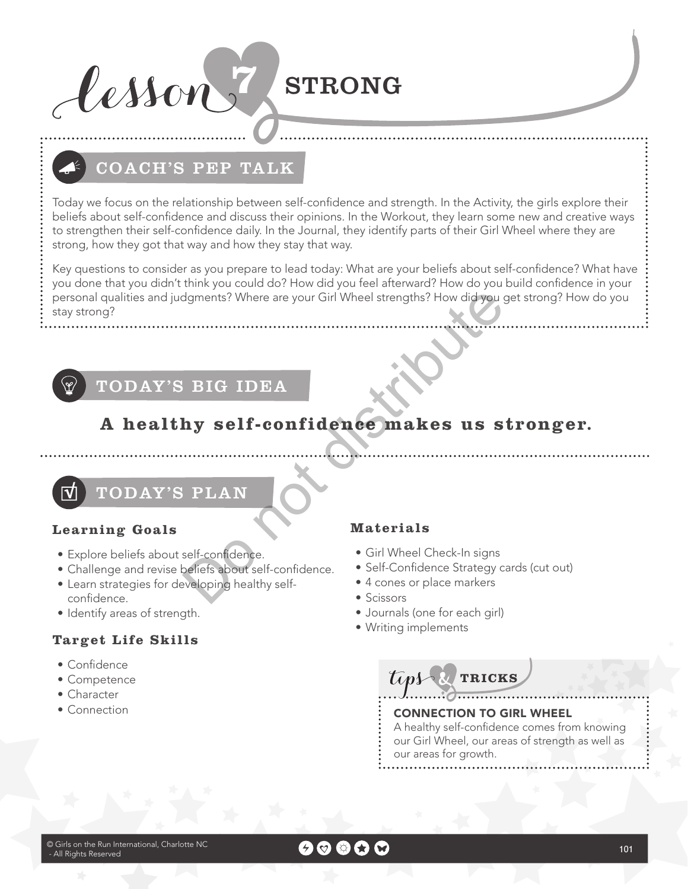# lesson 7 STRONG

## COACH'S PEP TALK

Today we focus on the relationship between self-confidence and strength. In the Activity, the girls explore their beliefs about self-confidence and discuss their opinions. In the Workout, they learn some new and creative ways to strengthen their self-confidence daily. In the Journal, they identify parts of their Girl Wheel where they are strong, how they got that way and how they stay that way.

Key questions to consider as you prepare to lead today: What are your beliefs about self-confidence? What have you done that you didn't think you could do? How did you feel afterward? How do you build confidence in your personal qualities and judgments? Where are your Girl Wheel strengths? How did you get strong? How do you stay strong?

## TODAY'S BIG IDEA

**A healthy self-confidence makes us stronger.**

## TODAY'S PLAN

### Learning Goals

- Explore beliefs about self-confidence.
- Challenge and revise beliefs about self-confidence.
- Learn strategies for developing healthy self-confidence.
- Identify areas of strength.

### Target Life Skills

- Confidence
- Competence
- Character
- Connection

### Materials

- Girl Wheel Check-In signs
- Self-Confidence Strategy cards (cut out)
- 4 cones or place markers
- Scissors
- Journals (one for each girl)
- Writing implements

### tips & TRICKS

**CONNECTION TO GIRL WHEEL**

A healthy self-confidence comes from knowing our Girl Wheel, our areas of strength as well as our areas for growth.

© Girls on the Run International, Charlotte NC - All Rights Reserved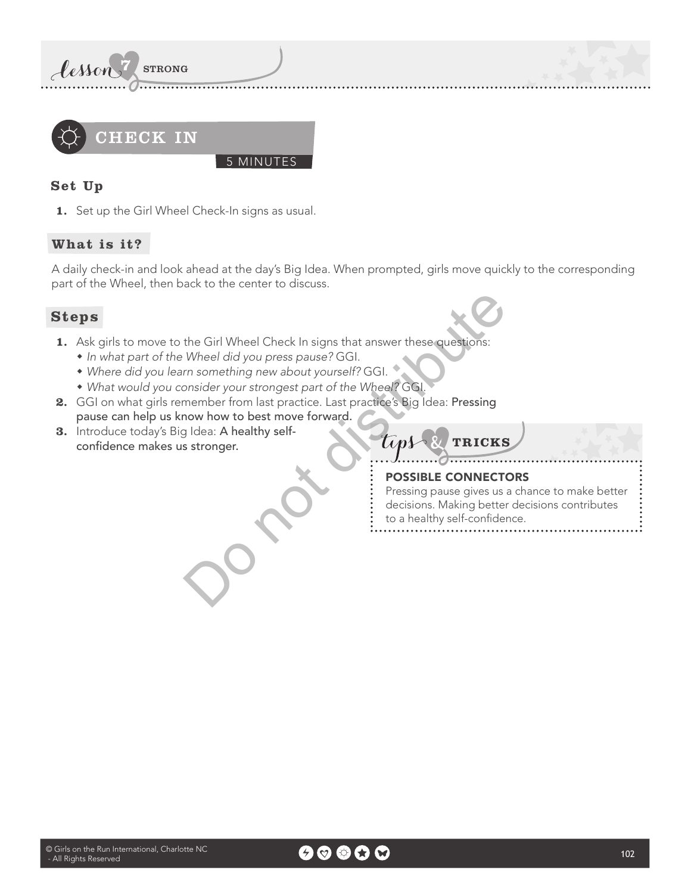# CHECK IN

5 MINUTES

## Set Up

1. Set up the Girl Wheel Check-In signs as usual.

## What is it?

A daily check-in and look ahead at the day's Big Idea. When prompted, girls move quickly to the corresponding part of the Wheel, then back to the center to discuss.

## Steps

1. Ask girls to move to the Girl Wheel Check In signs that answer these questions:
   - *In what part of the Wheel did you press pause?* GGI.
   - *Where did you learn something new about yourself?* GGI.
   - *What would you consider your strongest part of the Wheel?* GGI.
2. GGI on what girls remember from last practice. Last practice's Big Idea: **Pressing pause can help us know how to best move forward.**
3. Introduce today's Big Idea: **A healthy self-confidence makes us stronger.**

### tips & TRICKS

**POSSIBLE CONNECTORS**

Pressing pause gives us a chance to make better decisions. Making better decisions contributes to a healthy self-confidence.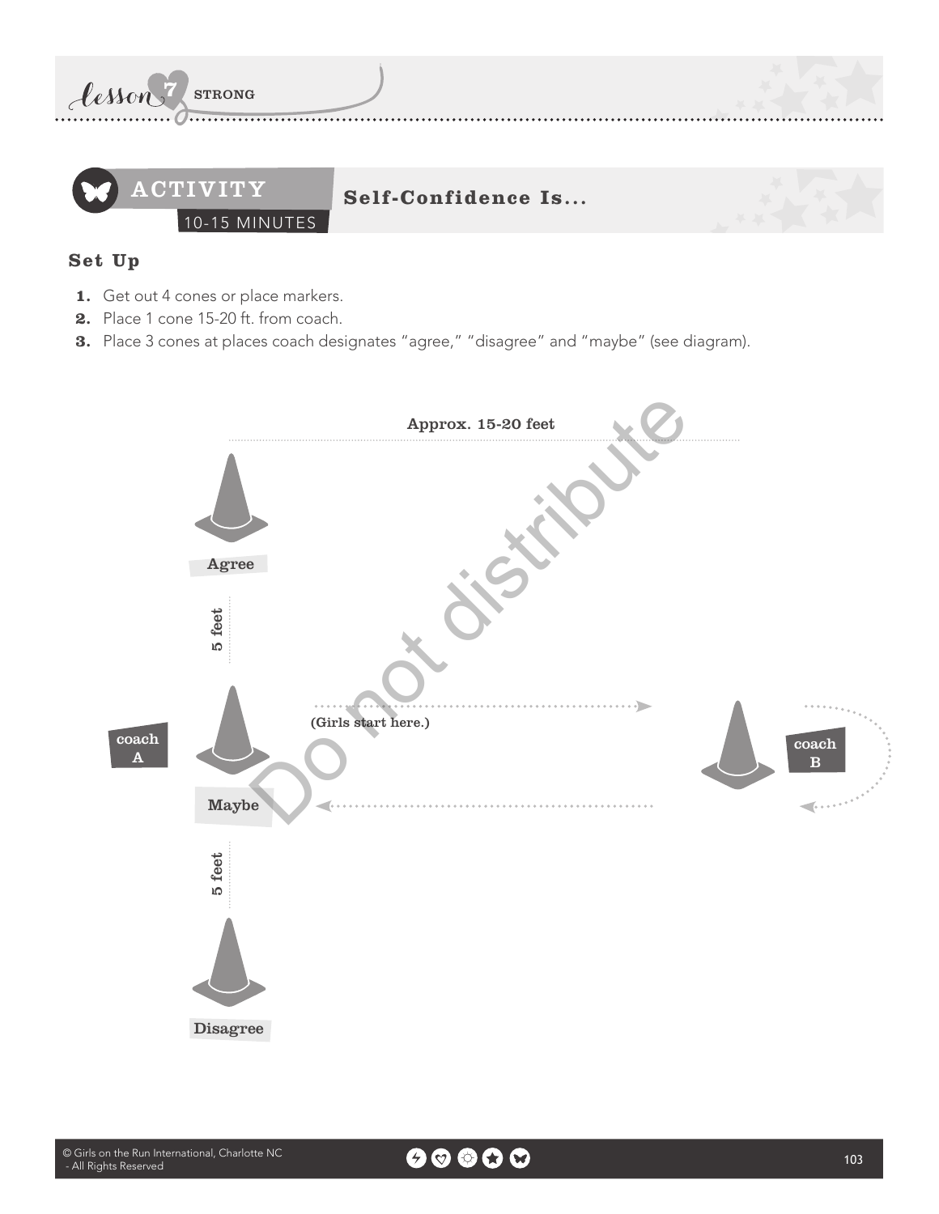## ACTIVITY — Self-Confidence Is...

10-15 MINUTES

### Set Up

1. Get out 4 cones or place markers.
2. Place 1 cone 15-20 ft. from coach.
3. Place 3 cones at places coach designates "agree," "disagree" and "maybe" (see diagram).

Approx. 15-20 feet

Agree

5 feet

coach A

Maybe

(Girls start here.)

coach B

5 feet

Disagree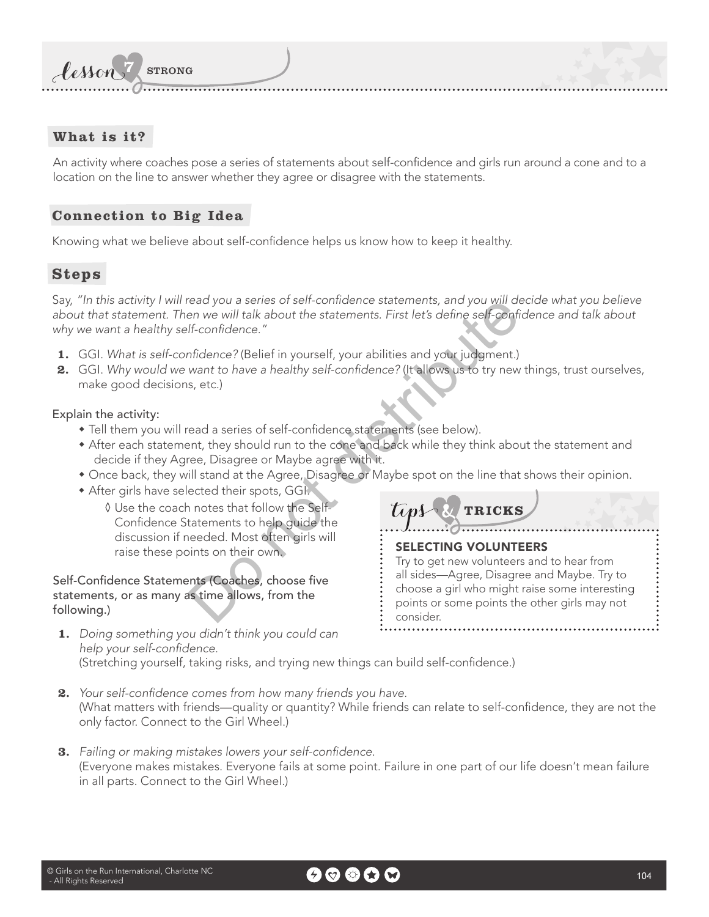## What is it?

An activity where coaches pose a series of statements about self-confidence and girls run around a cone and to a location on the line to answer whether they agree or disagree with the statements.

## Connection to Big Idea

Knowing what we believe about self-confidence helps us know how to keep it healthy.

## Steps

Say, *"In this activity I will read you a series of self-confidence statements, and you will decide what you believe about that statement. Then we will talk about the statements. First let's define self-confidence and talk about why we want a healthy self-confidence."*

1. GGI. *What is self-confidence?* (Belief in yourself, your abilities and your judgment.)
2. GGI. *Why would we want to have a healthy self-confidence?* (It allows us to try new things, trust ourselves, make good decisions, etc.)

Explain the activity:

- Tell them you will read a series of self-confidence statements (see below).
- After each statement, they should run to the cone and back while they think about the statement and decide if they Agree, Disagree or Maybe agree with it.
- Once back, they will stand at the Agree, Disagree or Maybe spot on the line that shows their opinion.
- After girls have selected their spots, GGI.
  - ◊ Use the coach notes that follow the Self-Confidence Statements to help guide the discussion if needed. Most often girls will raise these points on their own.

Self-Confidence Statements (Coaches, choose five statements, or as many as time allows, from the following.)

1. *Doing something you didn't think you could can help your self-confidence.*
   (Stretching yourself, taking risks, and trying new things can build self-confidence.)

2. *Your self-confidence comes from how many friends you have.*
   (What matters with friends—quality or quantity? While friends can relate to self-confidence, they are not the only factor. Connect to the Girl Wheel.)

3. *Failing or making mistakes lowers your self-confidence.*
   (Everyone makes mistakes. Everyone fails at some point. Failure in one part of our life doesn't mean failure in all parts. Connect to the Girl Wheel.)

### tips & TRICKS

**SELECTING VOLUNTEERS**

Try to get new volunteers and to hear from all sides—Agree, Disagree and Maybe. Try to choose a girl who might raise some interesting points or some points the other girls may not consider.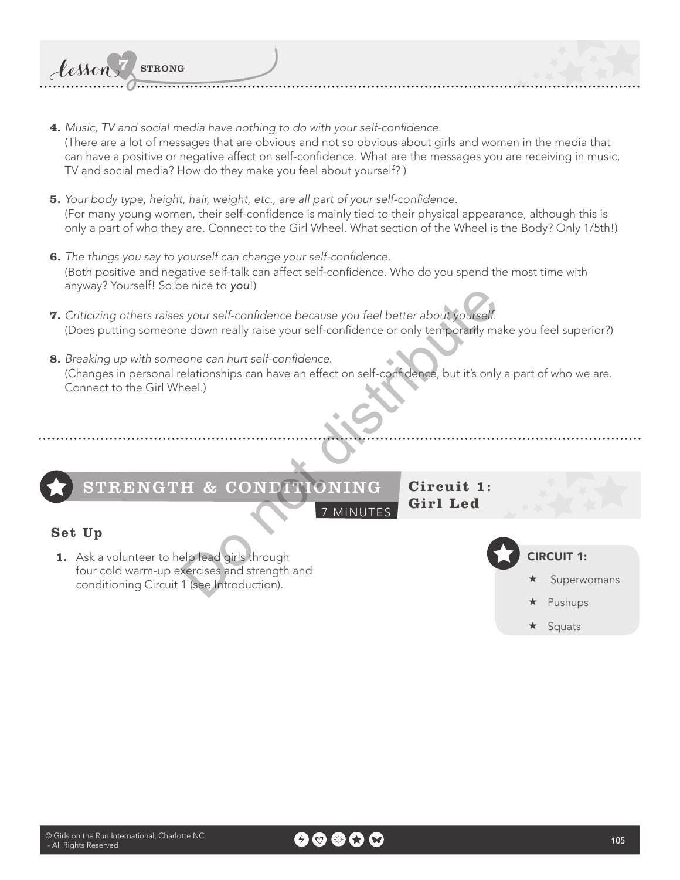4. *Music, TV and social media have nothing to do with your self-confidence.*
   (There are a lot of messages that are obvious and not so obvious about girls and women in the media that can have a positive or negative affect on self-confidence. What are the messages you are receiving in music, TV and social media? How do they make you feel about yourself? )

5. *Your body type, height, hair, weight, etc., are all part of your self-confidence.*
   (For many young women, their self-confidence is mainly tied to their physical appearance, although this is only a part of who they are. Connect to the Girl Wheel. What section of the Wheel is the Body? Only 1/5th!)

6. *The things you say to yourself can change your self-confidence.*
   (Both positive and negative self-talk can affect self-confidence. Who do you spend the most time with anyway? Yourself! So be nice to ***you***!)

7. *Criticizing others raises your self-confidence because you feel better about yourself.*
   (Does putting someone down really raise your self-confidence or only temporarily make you feel superior?)

8. *Breaking up with someone can hurt self-confidence.*
   (Changes in personal relationships can have an effect on self-confidence, but it's only a part of who we are. Connect to the Girl Wheel.)

## STRENGTH & CONDITIONING — 7 MINUTES — Circuit 1: Girl Led

### Set Up

1. Ask a volunteer to help lead girls through four cold warm-up exercises and strength and conditioning Circuit 1 (see Introduction).

**CIRCUIT 1:**

- ★ Superwomans
- ★ Pushups
- ★ Squats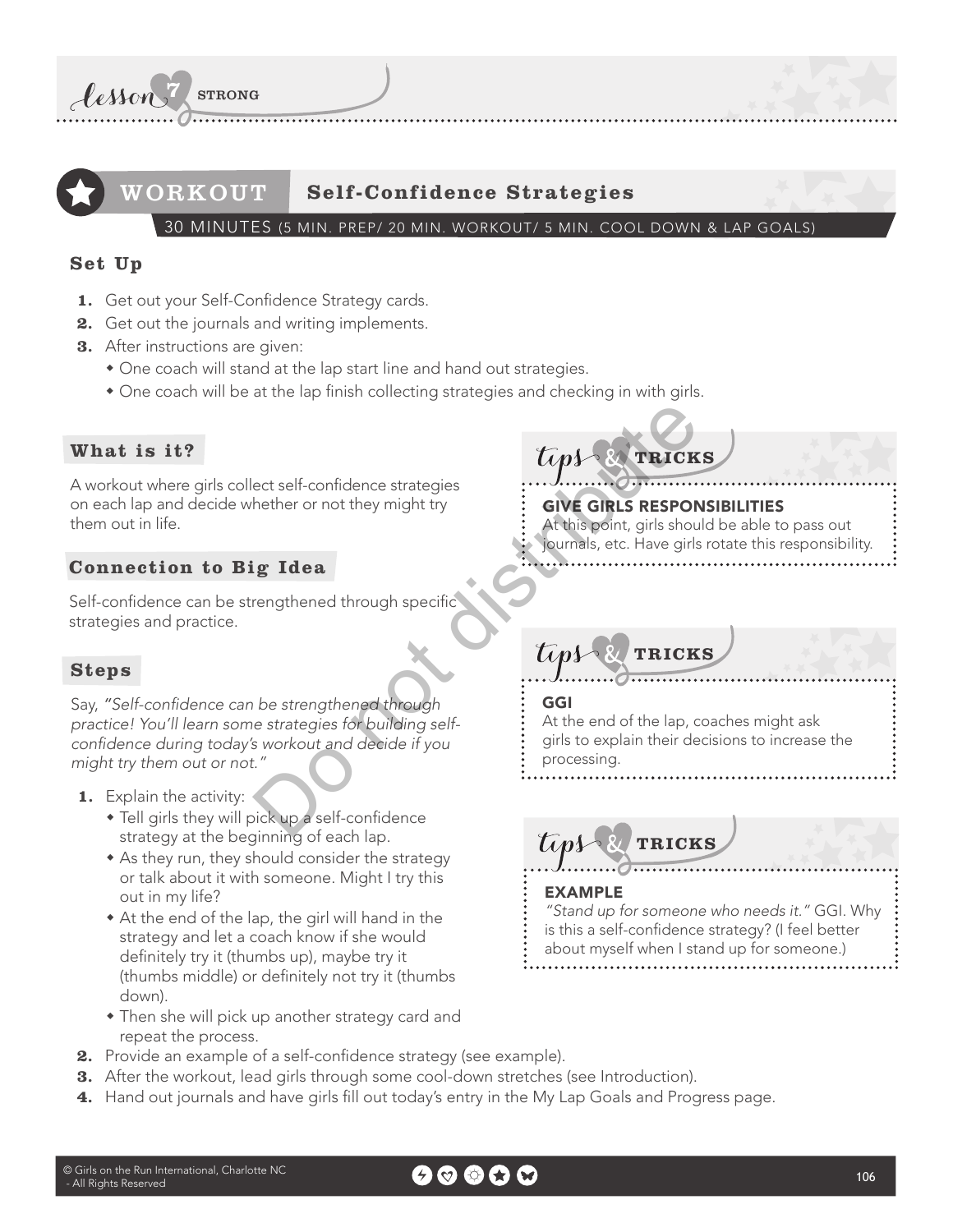lesson 7 STRONG

# WORKOUT Self-Confidence Strategies

30 MINUTES (5 MIN. PREP/ 20 MIN. WORKOUT/ 5 MIN. COOL DOWN & LAP GOALS)

## Set Up

1. Get out your Self-Confidence Strategy cards.
2. Get out the journals and writing implements.
3. After instructions are given:
   - One coach will stand at the lap start line and hand out strategies.
   - One coach will be at the lap finish collecting strategies and checking in with girls.

## What is it?

A workout where girls collect self-confidence strategies on each lap and decide whether or not they might try them out in life.

## Connection to Big Idea

Self-confidence can be strengthened through specific strategies and practice.

## Steps

Say, "*Self-confidence can be strengthened through practice! You'll learn some strategies for building self-confidence during today's workout and decide if you might try them out or not.*"

1. Explain the activity:
   - Tell girls they will pick up a self-confidence strategy at the beginning of each lap.
   - As they run, they should consider the strategy or talk about it with someone. Might I try this out in my life?
   - At the end of the lap, the girl will hand in the strategy and let a coach know if she would definitely try it (thumbs up), maybe try it (thumbs middle) or definitely not try it (thumbs down).
   - Then she will pick up another strategy card and repeat the process.
2. Provide an example of a self-confidence strategy (see example).
3. After the workout, lead girls through some cool-down stretches (see Introduction).
4. Hand out journals and have girls fill out today's entry in the My Lap Goals and Progress page.

### tips & TRICKS

**GIVE GIRLS RESPONSIBILITIES**
At this point, girls should be able to pass out journals, etc. Have girls rotate this responsibility.

### tips & TRICKS

**GGI**
At the end of the lap, coaches might ask girls to explain their decisions to increase the processing.

### tips & TRICKS

**EXAMPLE**
"*Stand up for someone who needs it.*" GGI. Why is this a self-confidence strategy? (I feel better about myself when I stand up for someone.)

© Girls on the Run International, Charlotte NC - All Rights Reserved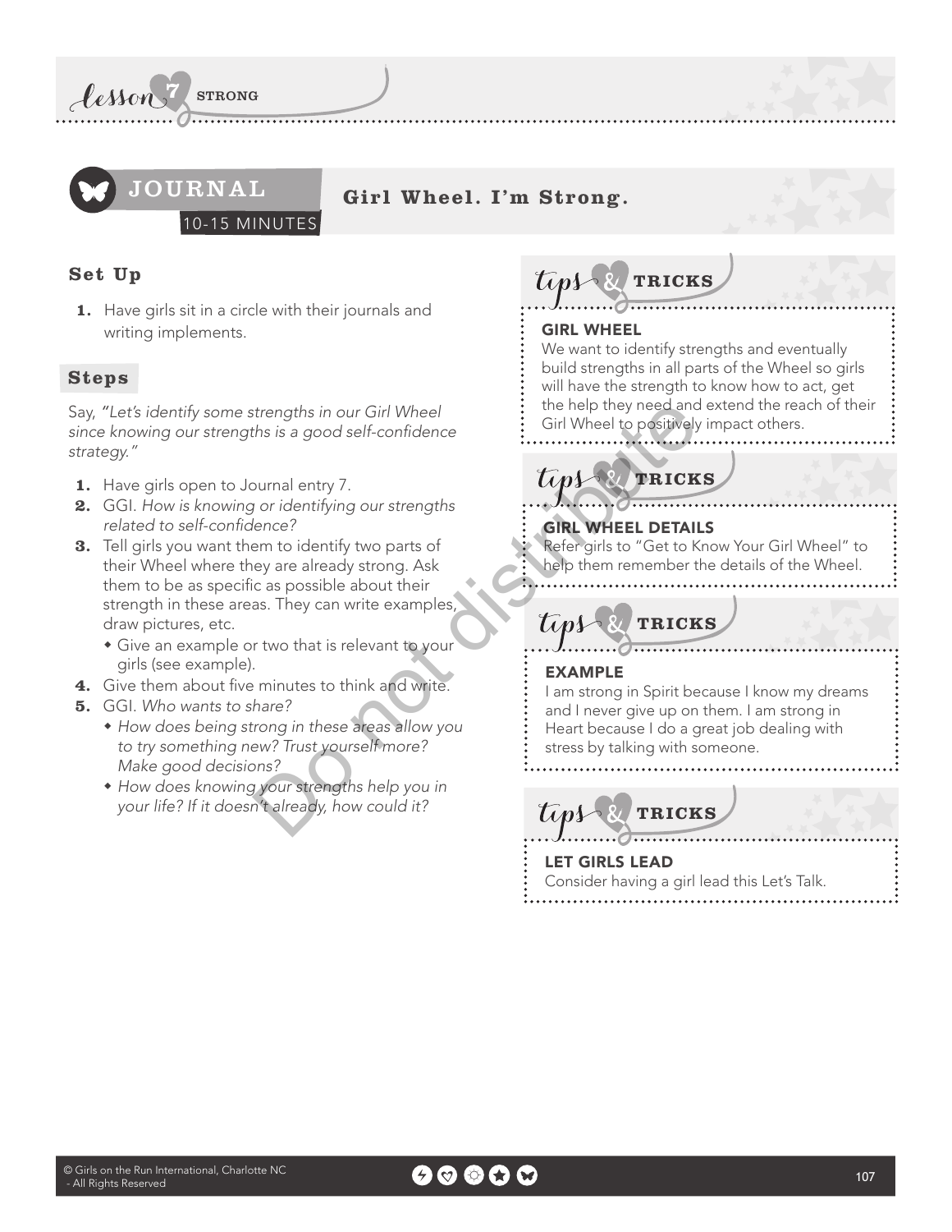# Lesson 7 STRONG

## JOURNAL — Girl Wheel. I'm Strong.

10-15 MINUTES

### Set Up

1. Have girls sit in a circle with their journals and writing implements.

### Steps

Say, *"Let's identify some strengths in our Girl Wheel since knowing our strengths is a good self-confidence strategy."*

1. Have girls open to Journal entry 7.
2. GGI. *How is knowing or identifying our strengths related to self-confidence?*
3. Tell girls you want them to identify two parts of their Wheel where they are already strong. Ask them to be as specific as possible about their strength in these areas. They can write examples, draw pictures, etc.
   - Give an example or two that is relevant to your girls (see example).
4. Give them about five minutes to think and write.
5. GGI. *Who wants to share?*
   - *How does being strong in these areas allow you to try something new? Trust yourself more? Make good decisions?*
   - *How does knowing your strengths help you in your life? If it doesn't already, how could it?*

### tips & TRICKS

**GIRL WHEEL**

We want to identify strengths and eventually build strengths in all parts of the Wheel so girls will have the strength to know how to act, get the help they need and extend the reach of their Girl Wheel to positively impact others.

### tips & TRICKS

**GIRL WHEEL DETAILS**

Refer girls to "Get to Know Your Girl Wheel" to help them remember the details of the Wheel.

### tips & TRICKS

**EXAMPLE**

I am strong in Spirit because I know my dreams and I never give up on them. I am strong in Heart because I do a great job dealing with stress by talking with someone.

### tips & TRICKS

**LET GIRLS LEAD**

Consider having a girl lead this Let's Talk.

Do not distribute

© Girls on the Run International, Charlotte NC - All Rights Reserved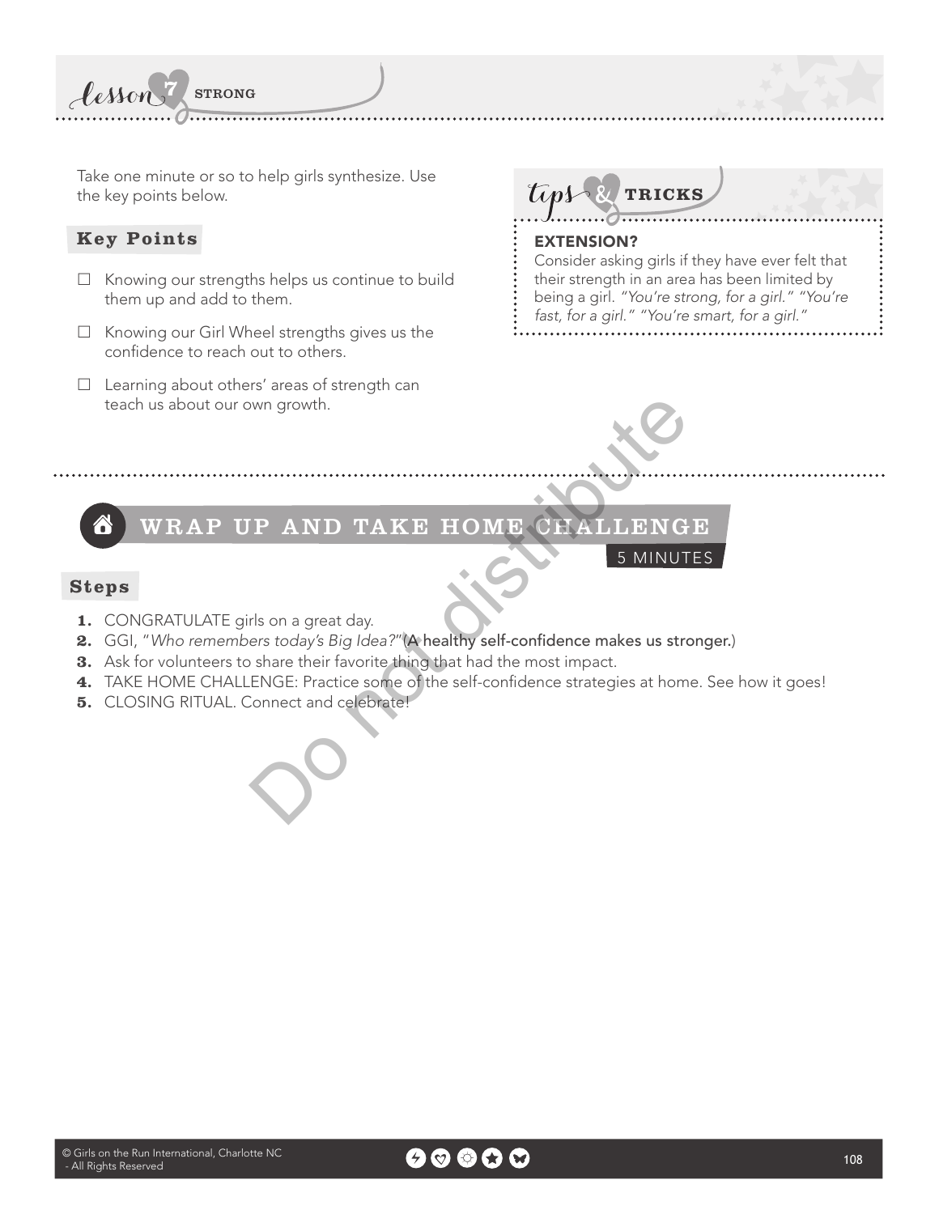Take one minute or so to help girls synthesize. Use the key points below.

### Key Points

- ☐ Knowing our strengths helps us continue to build them up and add to them.
- ☐ Knowing our Girl Wheel strengths gives us the confidence to reach out to others.
- ☐ Learning about others' areas of strength can teach us about our own growth.

### tips & TRICKS

**EXTENSION?**
Consider asking girls if they have ever felt that their strength in an area has been limited by being a girl. *"You're strong, for a girl." "You're fast, for a girl." "You're smart, for a girl."*

## WRAP UP AND TAKE HOME CHALLENGE

5 MINUTES

### Steps

1. CONGRATULATE girls on a great day.
2. GGI, "*Who remembers today's Big Idea?*" (A healthy self-confidence makes us stronger.)
3. Ask for volunteers to share their favorite thing that had the most impact.
4. TAKE HOME CHALLENGE: Practice some of the self-confidence strategies at home. See how it goes!
5. CLOSING RITUAL. Connect and celebrate!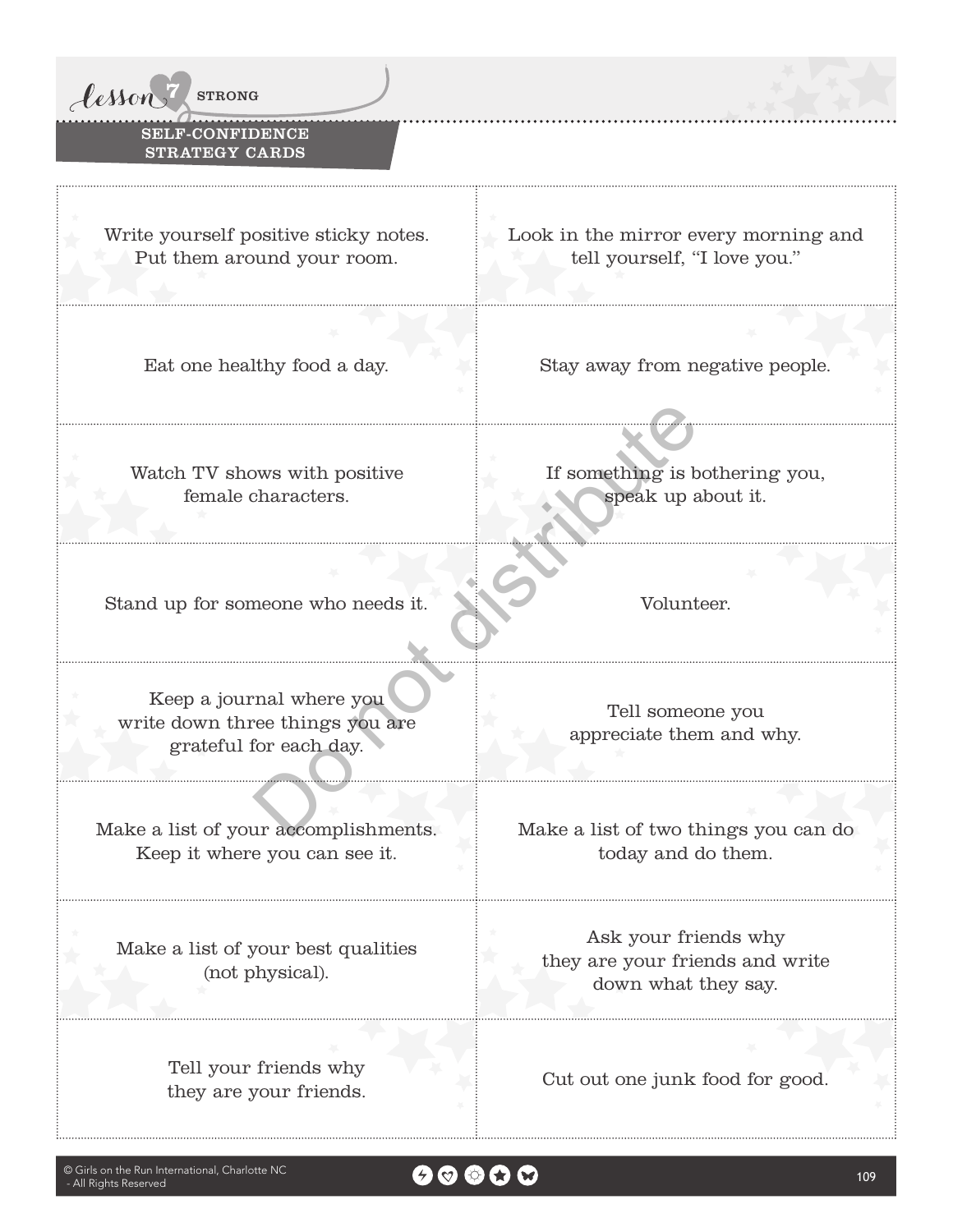lesson 7 STRONG

## SELF-CONFIDENCE STRATEGY CARDS

| | |
|---|---|
| Write yourself positive sticky notes. Put them around your room. | Look in the mirror every morning and tell yourself, "I love you." |
| Eat one healthy food a day. | Stay away from negative people. |
| Watch TV shows with positive female characters. | If something is bothering you, speak up about it. |
| Stand up for someone who needs it. | Volunteer. |
| Keep a journal where you write down three things you are grateful for each day. | Tell someone you appreciate them and why. |
| Make a list of your accomplishments. Keep it where you can see it. | Make a list of two things you can do today and do them. |
| Make a list of your best qualities (not physical). | Ask your friends why they are your friends and write down what they say. |
| Tell your friends why they are your friends. | Cut out one junk food for good. |

Do not distribute

© Girls on the Run International, Charlotte NC - All Rights Reserved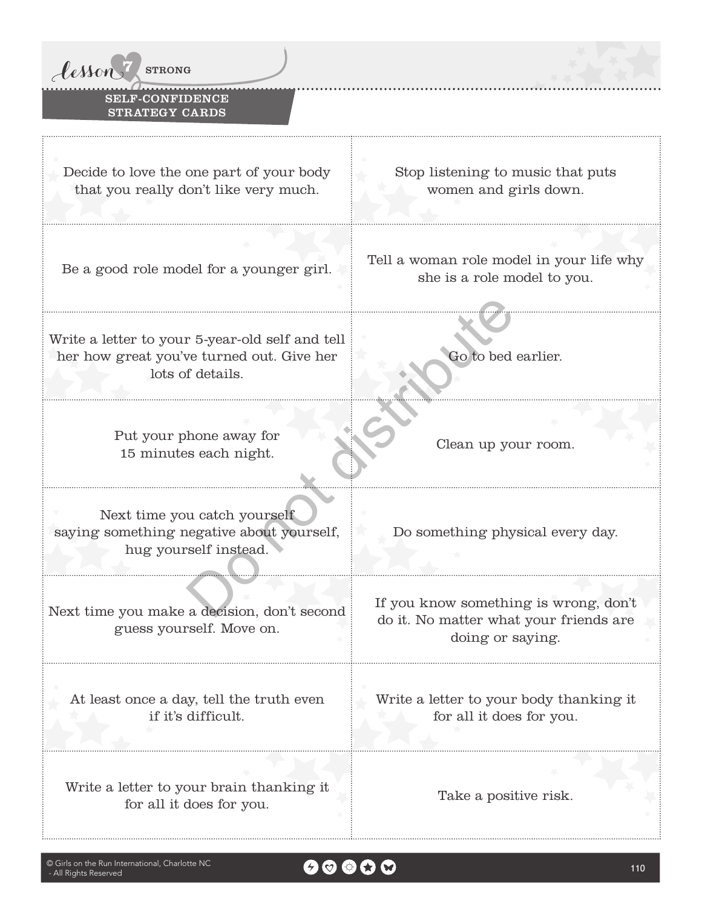lesson 7 STRONG

## SELF-CONFIDENCE STRATEGY CARDS

| | |
|---|---|
| Decide to love the one part of your body that you really don't like very much. | Stop listening to music that puts women and girls down. |
| Be a good role model for a younger girl. | Tell a woman role model in your life why she is a role model to you. |
| Write a letter to your 5-year-old self and tell her how great you've turned out. Give her lots of details. | Go to bed earlier. |
| Put your phone away for 15 minutes each night. | Clean up your room. |
| Next time you catch yourself saying something negative about yourself, hug yourself instead. | Do something physical every day. |
| Next time you make a decision, don't second guess yourself. Move on. | If you know something is wrong, don't do it. No matter what your friends are doing or saying. |
| At least once a day, tell the truth even if it's difficult. | Write a letter to your body thanking it for all it does for you. |
| Write a letter to your brain thanking it for all it does for you. | Take a positive risk. |

Do not distribute

© Girls on the Run International, Charlotte NC - All Rights Reserved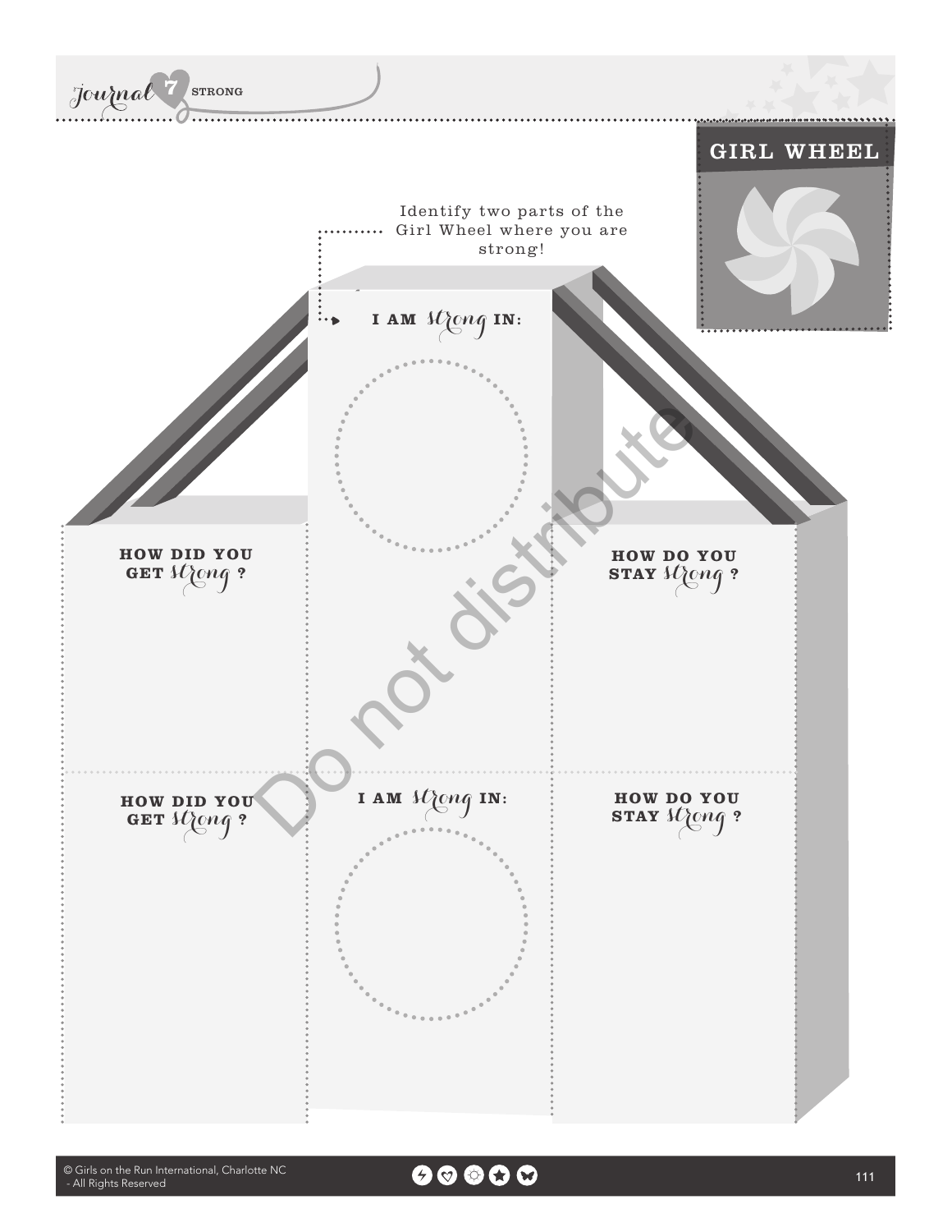## GIRL WHEEL

Identify two parts of the Girl Wheel where you are strong!

**I AM *strong* IN:**

**HOW DID YOU GET *strong* ?**

**HOW DO YOU STAY *strong* ?**

**HOW DID YOU GET *strong* ?**

**I AM *strong* IN:**

**HOW DO YOU STAY *strong* ?**

Do not distribute

© Girls on the Run International, Charlotte NC - All Rights Reserved